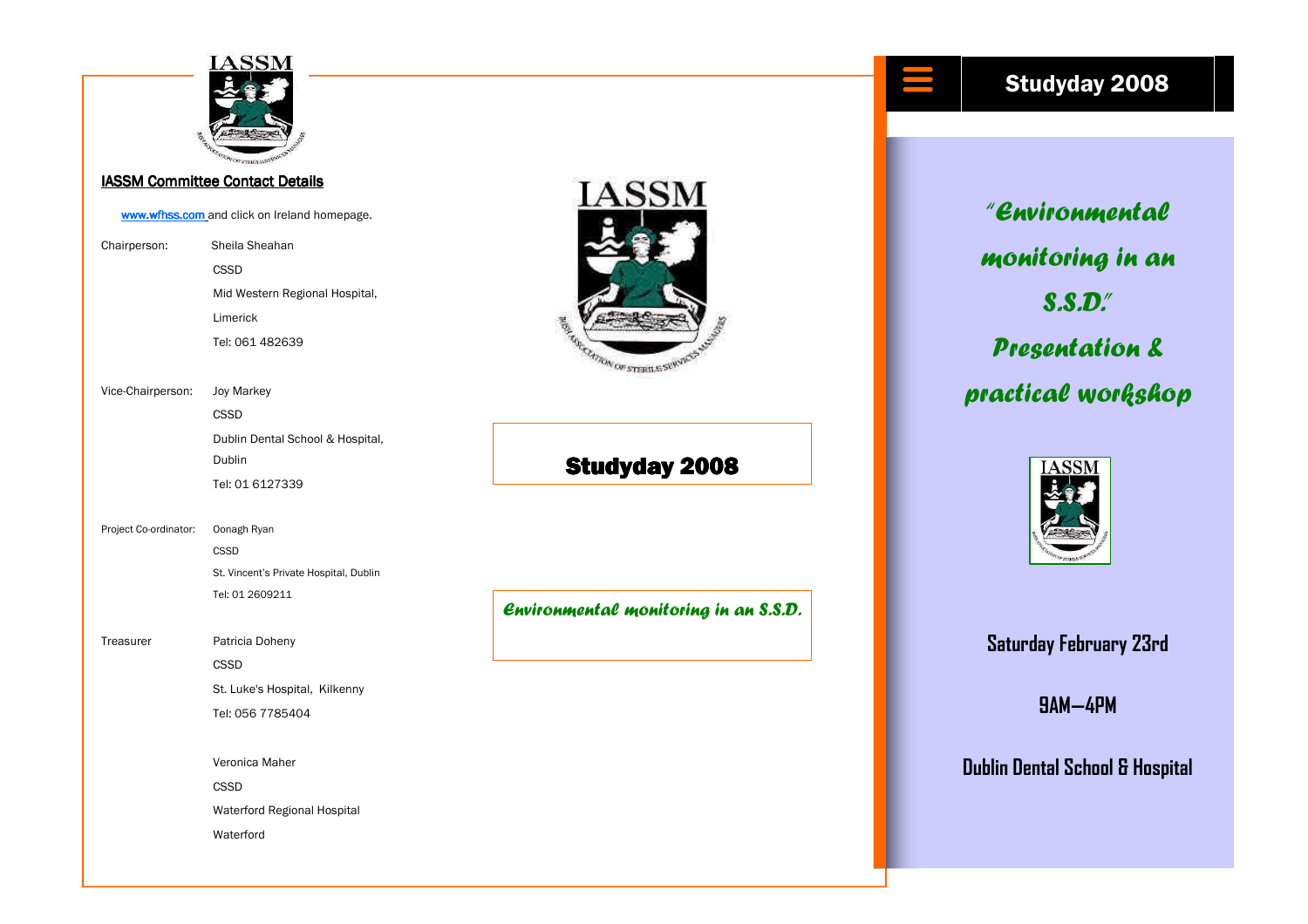## IASSM Committee Contact Details

www.wfhss.com and click on Ireland homepage.

Chairperson: Sheila Sheahan
CSSD
Mid Western Regional Hospital,
Limerick
Tel: 061 482639

Vice-Chairperson: Joy Markey
CSSD
Dublin Dental School & Hospital,
Dublin
Tel: 01 6127339

Project Co-ordinator: Oonagh Ryan
CSSD
St. Vincent's Private Hospital, Dublin
Tel: 01 2609211

Treasurer: Patricia Doheny
CSSD
St. Luke's Hospital, Kilkenny
Tel: 056 7785404

Veronica Maher
CSSD
Waterford Regional Hospital
Waterford

# Studyday 2008

*Environmental monitoring in an S.S.D.*

# Studyday 2008

*"Environmental monitoring in an S.S.D." Presentation & practical workshop*

**Saturday February 23rd**

**9AM—4PM**

**Dublin Dental School & Hospital**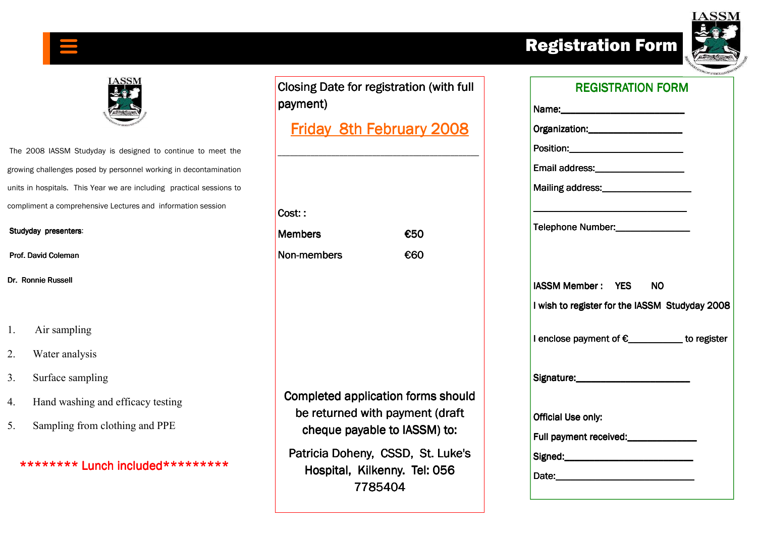# Registration Form

IASSM

The 2008 IASSM Studyday is designed to continue to meet the growing challenges posed by personnel working in decontamination units in hospitals. This Year we are including practical sessions to compliment a comprehensive Lectures and information session

**Studyday presenters:**

**Prof. David Coleman**

**Dr. Ronnie Russell**

1. Air sampling
2. Water analysis
3. Surface sampling
4. Hand washing and efficacy testing
5. Sampling from clothing and PPE

******** Lunch included*********

Closing Date for registration (with full payment)

Friday 8th February 2008

___________________________________________

Cost: :

| | |
|---|---|
| Members | €50 |
| Non-members | €60 |

Completed application forms should be returned with payment (draft cheque payable to IASSM) to:

Patricia Doheny, CSSD, St. Luke's Hospital, Kilkenny. Tel: 056 7785404

## REGISTRATION FORM

Name:________________________

Organization:_________________

Position:______________________

Email address:_________________

Mailing address:_________________

______________________________

Telephone Number:______________

IASSM Member : YES NO

I wish to register for the IASSM Studyday 2008

I enclose payment of €__________ to register

Signature:______________________

Official Use only:

Full payment received:_____________

Signed:________________________

Date:__________________________